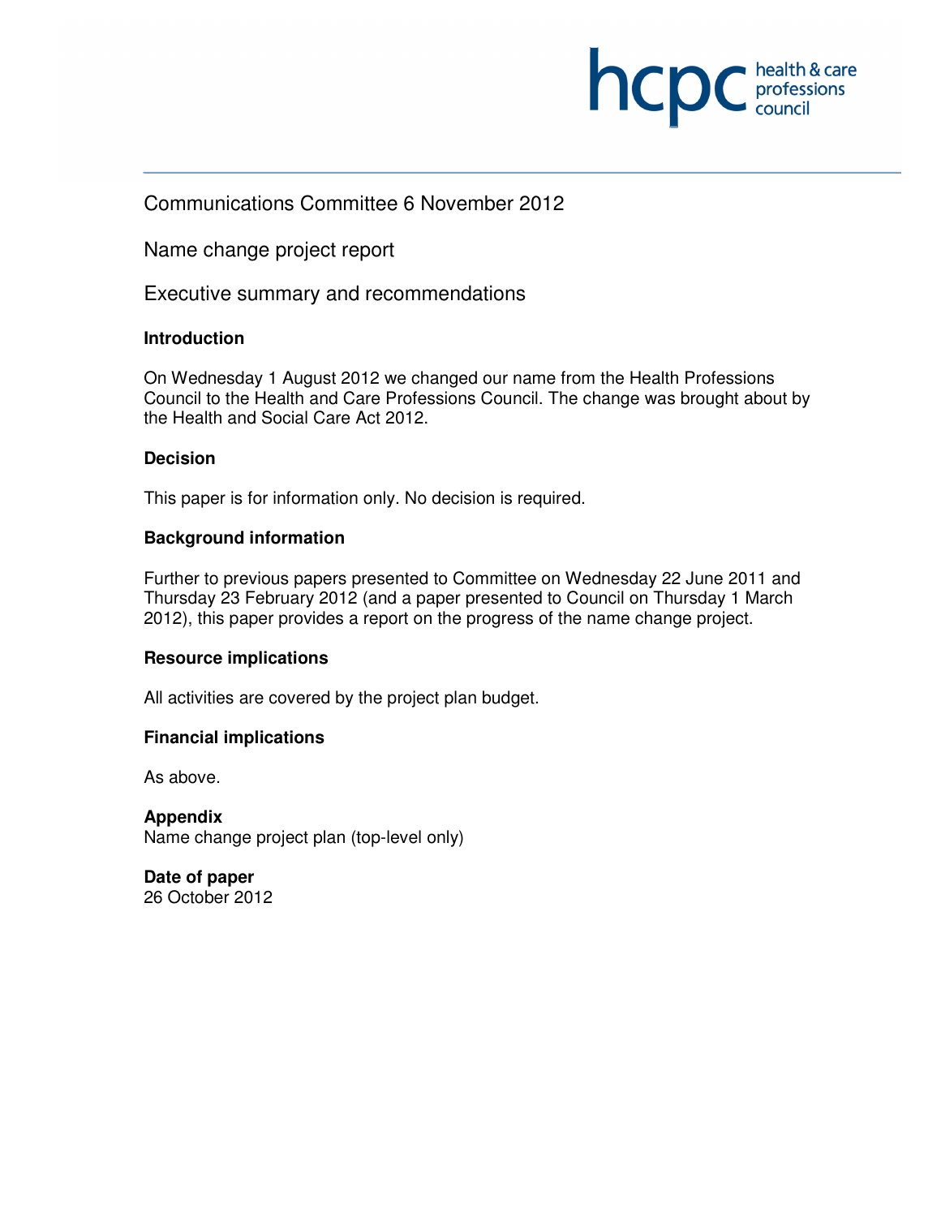Communications Committee 6 November 2012

Name change project report

Executive summary and recommendations

**Introduction**

On Wednesday 1 August 2012 we changed our name from the Health Professions Council to the Health and Care Professions Council. The change was brought about by the Health and Social Care Act 2012.

**Decision**

This paper is for information only. No decision is required.

**Background information**

Further to previous papers presented to Committee on Wednesday 22 June 2011 and Thursday 23 February 2012 (and a paper presented to Council on Thursday 1 March 2012), this paper provides a report on the progress of the name change project.

**Resource implications**

All activities are covered by the project plan budget.

**Financial implications**

As above.

**Appendix**
Name change project plan (top-level only)

**Date of paper**
26 October 2012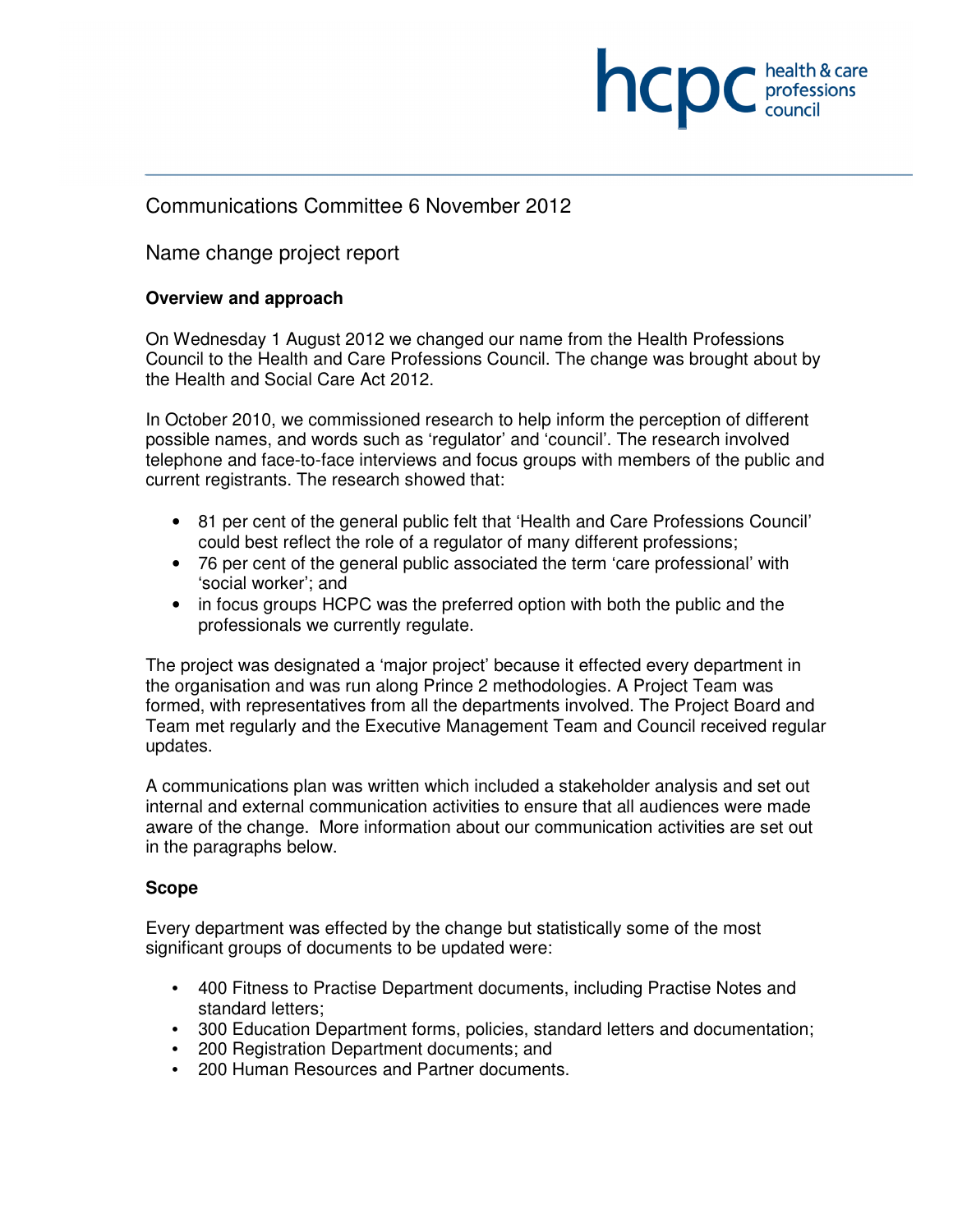Communications Committee 6 November 2012

Name change project report

**Overview and approach**

On Wednesday 1 August 2012 we changed our name from the Health Professions Council to the Health and Care Professions Council. The change was brought about by the Health and Social Care Act 2012.

In October 2010, we commissioned research to help inform the perception of different possible names, and words such as 'regulator' and 'council'. The research involved telephone and face-to-face interviews and focus groups with members of the public and current registrants. The research showed that:

- 81 per cent of the general public felt that 'Health and Care Professions Council' could best reflect the role of a regulator of many different professions;
- 76 per cent of the general public associated the term 'care professional' with 'social worker'; and
- in focus groups HCPC was the preferred option with both the public and the professionals we currently regulate.

The project was designated a 'major project' because it effected every department in the organisation and was run along Prince 2 methodologies. A Project Team was formed, with representatives from all the departments involved. The Project Board and Team met regularly and the Executive Management Team and Council received regular updates.

A communications plan was written which included a stakeholder analysis and set out internal and external communication activities to ensure that all audiences were made aware of the change. More information about our communication activities are set out in the paragraphs below.

**Scope**

Every department was effected by the change but statistically some of the most significant groups of documents to be updated were:

- 400 Fitness to Practise Department documents, including Practise Notes and standard letters;
- 300 Education Department forms, policies, standard letters and documentation;
- 200 Registration Department documents; and
- 200 Human Resources and Partner documents.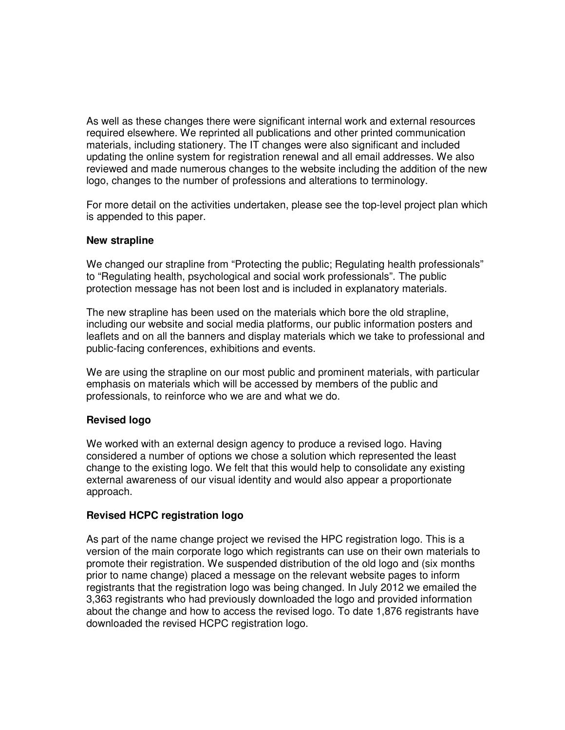As well as these changes there were significant internal work and external resources required elsewhere. We reprinted all publications and other printed communication materials, including stationery. The IT changes were also significant and included updating the online system for registration renewal and all email addresses. We also reviewed and made numerous changes to the website including the addition of the new logo, changes to the number of professions and alterations to terminology.

For more detail on the activities undertaken, please see the top-level project plan which is appended to this paper.

**New strapline**

We changed our strapline from “Protecting the public; Regulating health professionals” to “Regulating health, psychological and social work professionals”. The public protection message has not been lost and is included in explanatory materials.

The new strapline has been used on the materials which bore the old strapline, including our website and social media platforms, our public information posters and leaflets and on all the banners and display materials which we take to professional and public-facing conferences, exhibitions and events.

We are using the strapline on our most public and prominent materials, with particular emphasis on materials which will be accessed by members of the public and professionals, to reinforce who we are and what we do.

**Revised logo**

We worked with an external design agency to produce a revised logo. Having considered a number of options we chose a solution which represented the least change to the existing logo. We felt that this would help to consolidate any existing external awareness of our visual identity and would also appear a proportionate approach.

**Revised HCPC registration logo**

As part of the name change project we revised the HPC registration logo. This is a version of the main corporate logo which registrants can use on their own materials to promote their registration. We suspended distribution of the old logo and (six months prior to name change) placed a message on the relevant website pages to inform registrants that the registration logo was being changed. In July 2012 we emailed the 3,363 registrants who had previously downloaded the logo and provided information about the change and how to access the revised logo. To date 1,876 registrants have downloaded the revised HCPC registration logo.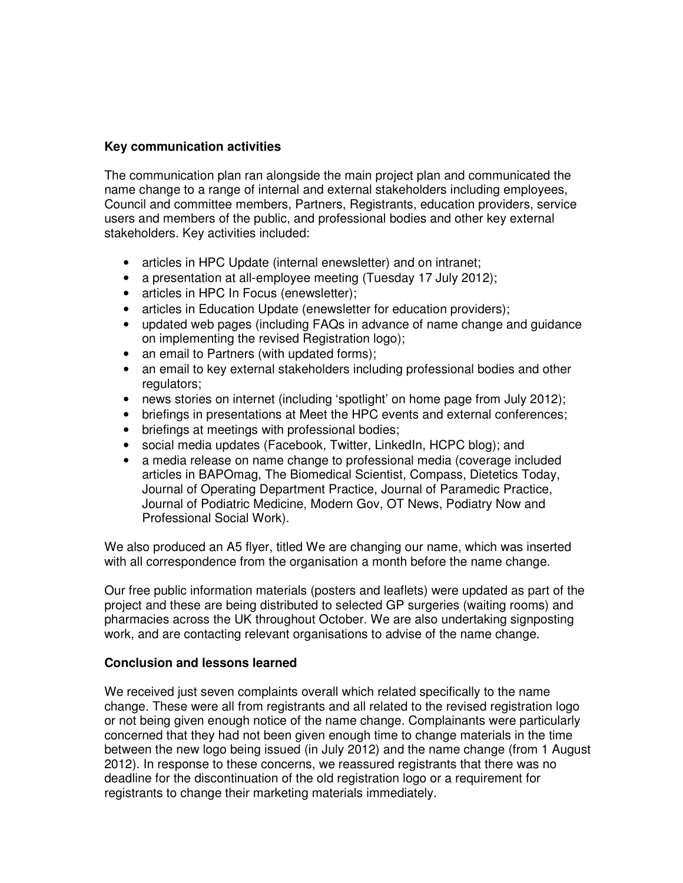**Key communication activities**

The communication plan ran alongside the main project plan and communicated the name change to a range of internal and external stakeholders including employees, Council and committee members, Partners, Registrants, education providers, service users and members of the public, and professional bodies and other key external stakeholders. Key activities included:

- articles in HPC Update (internal enewsletter) and on intranet;
- a presentation at all-employee meeting (Tuesday 17 July 2012);
- articles in HPC In Focus (enewsletter);
- articles in Education Update (enewsletter for education providers);
- updated web pages (including FAQs in advance of name change and guidance on implementing the revised Registration logo);
- an email to Partners (with updated forms);
- an email to key external stakeholders including professional bodies and other regulators;
- news stories on internet (including 'spotlight' on home page from July 2012);
- briefings in presentations at Meet the HPC events and external conferences;
- briefings at meetings with professional bodies;
- social media updates (Facebook, Twitter, LinkedIn, HCPC blog); and
- a media release on name change to professional media (coverage included articles in BAPOmag, The Biomedical Scientist, Compass, Dietetics Today, Journal of Operating Department Practice, Journal of Paramedic Practice, Journal of Podiatric Medicine, Modern Gov, OT News, Podiatry Now and Professional Social Work).

We also produced an A5 flyer, titled We are changing our name, which was inserted with all correspondence from the organisation a month before the name change.

Our free public information materials (posters and leaflets) were updated as part of the project and these are being distributed to selected GP surgeries (waiting rooms) and pharmacies across the UK throughout October. We are also undertaking signposting work, and are contacting relevant organisations to advise of the name change.

**Conclusion and lessons learned**

We received just seven complaints overall which related specifically to the name change. These were all from registrants and all related to the revised registration logo or not being given enough notice of the name change. Complainants were particularly concerned that they had not been given enough time to change materials in the time between the new logo being issued (in July 2012) and the name change (from 1 August 2012). In response to these concerns, we reassured registrants that there was no deadline for the discontinuation of the old registration logo or a requirement for registrants to change their marketing materials immediately.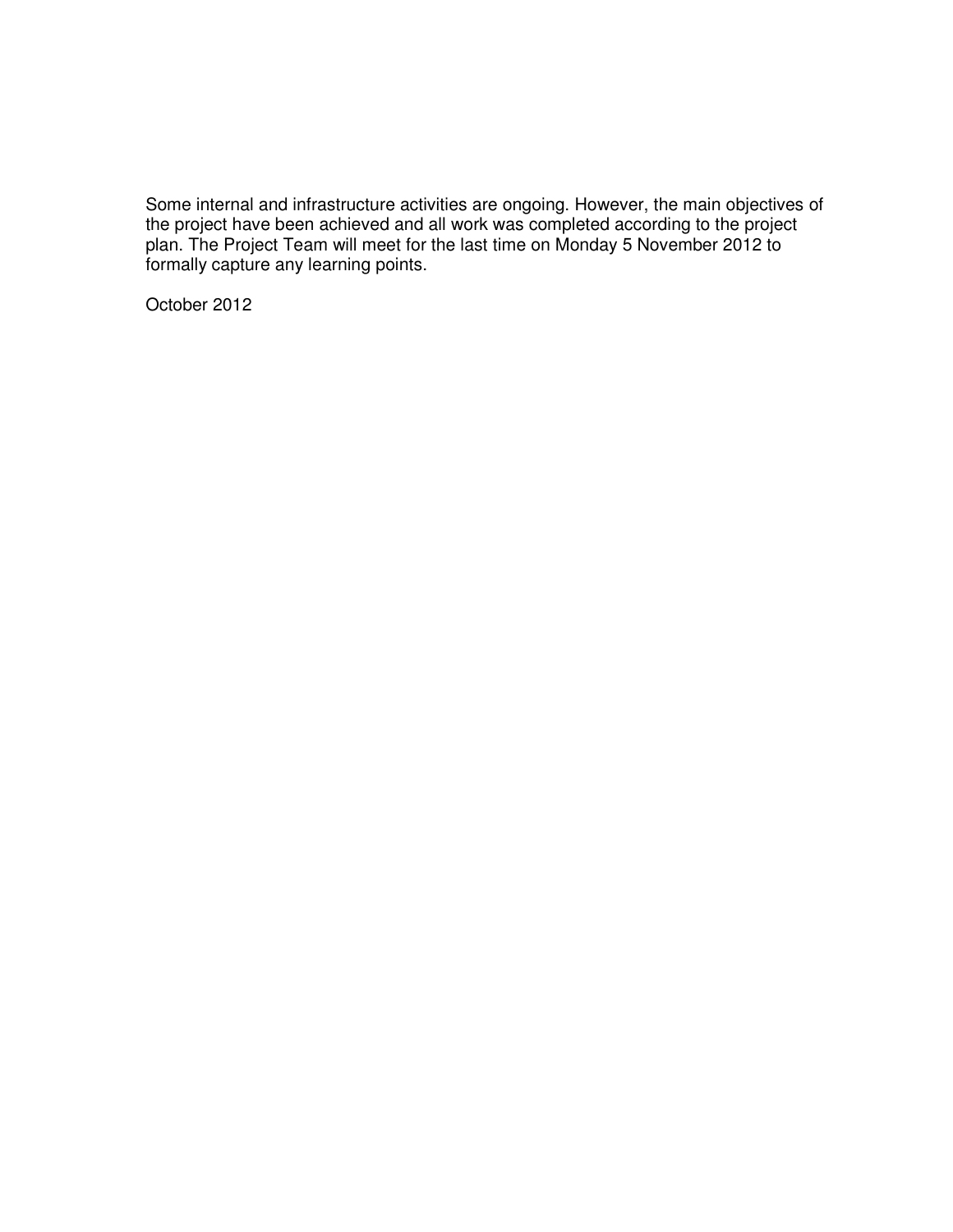Some internal and infrastructure activities are ongoing. However, the main objectives of the project have been achieved and all work was completed according to the project plan. The Project Team will meet for the last time on Monday 5 November 2012 to formally capture any learning points.

October 2012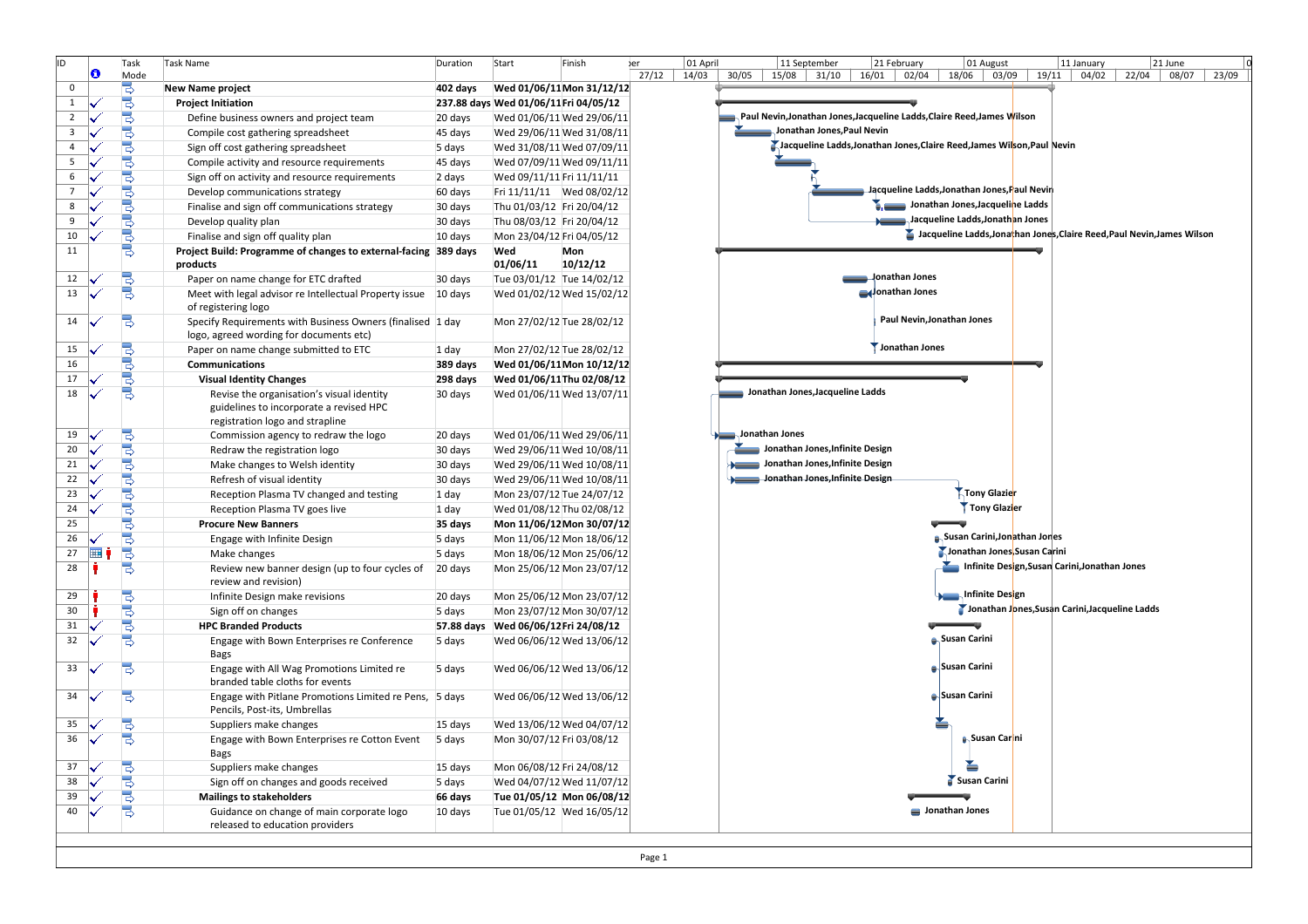| ID | Task Mode | Task Name | Duration | Start | Finish | Resource Names |
|---|---|---|---|---|---|---|
| 0 | | **New Name project** | **402 days** | **Wed 01/06/11** | **Mon 31/12/12** | |
| 1 | ✓ | **Project Initiation** | **237.88 days** | **Wed 01/06/11** | **Fri 04/05/12** | |
| 2 | ✓ | Define business owners and project team | 20 days | Wed 01/06/11 | Wed 29/06/11 | Paul Nevin,Jonathan Jones,Jacqueline Ladds,Claire Reed,James Wilson |
| 3 | ✓ | Compile cost gathering spreadsheet | 45 days | Wed 29/06/11 | Wed 31/08/11 | Jonathan Jones,Paul Nevin |
| 4 | ✓ | Sign off cost gathering spreadsheet | 5 days | Wed 31/08/11 | Wed 07/09/11 | Jacqueline Ladds,Jonathan Jones,Claire Reed,James Wilson,Paul Nevin |
| 5 | ✓ | Compile activity and resource requirements | 45 days | Wed 07/09/11 | Wed 09/11/11 | |
| 6 | ✓ | Sign off on activity and resource requirements | 2 days | Wed 09/11/11 | Fri 11/11/11 | |
| 7 | ✓ | Develop communications strategy | 60 days | Fri 11/11/11 | Wed 08/02/12 | Jacqueline Ladds,Jonathan Jones,Paul Nevin |
| 8 | ✓ | Finalise and sign off communications strategy | 30 days | Thu 01/03/12 | Fri 20/04/12 | Jonathan Jones,Jacqueline Ladds |
| 9 | ✓ | Develop quality plan | 30 days | Thu 08/03/12 | Fri 20/04/12 | Jacqueline Ladds,Jonathan Jones |
| 10 | ✓ | Finalise and sign off quality plan | 10 days | Mon 23/04/12 | Fri 04/05/12 | Jacqueline Ladds,Jonathan Jones,Claire Reed,Paul Nevin,James Wilson |
| 11 | | **Project Build: Programme of changes to external-facing products** | **389 days** | **Wed 01/06/11** | **Mon 10/12/12** | |
| 12 | ✓ | Paper on name change for ETC drafted | 30 days | Tue 03/01/12 | Tue 14/02/12 | Jonathan Jones |
| 13 | ✓ | Meet with legal advisor re Intellectual Property issue of registering logo | 10 days | Wed 01/02/12 | Wed 15/02/12 | Jonathan Jones |
| 14 | ✓ | Specify Requirements with Business Owners (finalised logo, agreed wording for documents etc) | 1 day | Mon 27/02/12 | Tue 28/02/12 | Paul Nevin,Jonathan Jones |
| 15 | ✓ | Paper on name change submitted to ETC | 1 day | Mon 27/02/12 | Tue 28/02/12 | Jonathan Jones |
| 16 | | **Communications** | **389 days** | **Wed 01/06/11** | **Mon 10/12/12** | |
| 17 | ✓ | **Visual Identity Changes** | **298 days** | **Wed 01/06/11** | **Thu 02/08/12** | |
| 18 | ✓ | Revise the organisation's visual identity guidelines to incorporate a revised HPC registration logo and strapline | 30 days | Wed 01/06/11 | Wed 13/07/11 | Jonathan Jones,Jacqueline Ladds |
| 19 | ✓ | Commission agency to redraw the logo | 20 days | Wed 01/06/11 | Wed 29/06/11 | Jonathan Jones |
| 20 | ✓ | Redraw the registration logo | 30 days | Wed 29/06/11 | Wed 10/08/11 | Jonathan Jones,Infinite Design |
| 21 | ✓ | Make changes to Welsh identity | 30 days | Wed 29/06/11 | Wed 10/08/11 | Jonathan Jones,Infinite Design |
| 22 | ✓ | Refresh of visual identity | 30 days | Wed 29/06/11 | Wed 10/08/11 | Jonathan Jones,Infinite Design |
| 23 | ✓ | Reception Plasma TV changed and testing | 1 day | Mon 23/07/12 | Tue 24/07/12 | Tony Glazier |
| 24 | ✓ | Reception Plasma TV goes live | 1 day | Wed 01/08/12 | Thu 02/08/12 | Tony Glazier |
| 25 | | **Procure New Banners** | **35 days** | **Mon 11/06/12** | **Mon 30/07/12** | |
| 26 | ✓ | Engage with Infinite Design | 5 days | Mon 11/06/12 | Mon 18/06/12 | Susan Carini,Jonathan Jones |
| 27 | | Make changes | 5 days | Mon 18/06/12 | Mon 25/06/12 | Jonathan Jones,Susan Carini |
| 28 | | Review new banner design (up to four cycles of review and revision) | 20 days | Mon 25/06/12 | Mon 23/07/12 | Infinite Design,Susan Carini,Jonathan Jones |
| 29 | | Infinite Design make revisions | 20 days | Mon 25/06/12 | Mon 23/07/12 | Infinite Design |
| 30 | | Sign off on changes | 5 days | Mon 23/07/12 | Mon 30/07/12 | Jonathan Jones,Susan Carini,Jacqueline Ladds |
| 31 | ✓ | **HPC Branded Products** | **57.88 days** | **Wed 06/06/12** | **Fri 24/08/12** | |
| 32 | ✓ | Engage with Bown Enterprises re Conference Bags | 5 days | Wed 06/06/12 | Wed 13/06/12 | Susan Carini |
| 33 | ✓ | Engage with All Wag Promotions Limited re branded table cloths for events | 5 days | Wed 06/06/12 | Wed 13/06/12 | Susan Carini |
| 34 | ✓ | Engage with Pitlane Promotions Limited re Pens, Pencils, Post-its, Umbrellas | 5 days | Wed 06/06/12 | Wed 13/06/12 | Susan Carini |
| 35 | ✓ | Suppliers make changes | 15 days | Wed 13/06/12 | Wed 04/07/12 | |
| 36 | ✓ | Engage with Bown Enterprises re Cotton Event Bags | 5 days | Mon 30/07/12 | Fri 03/08/12 | Susan Carini |
| 37 | ✓ | Suppliers make changes | 15 days | Mon 06/08/12 | Fri 24/08/12 | |
| 38 | ✓ | Sign off on changes and goods received | 5 days | Wed 04/07/12 | Wed 11/07/12 | Susan Carini |
| 39 | ✓ | **Mailings to stakeholders** | **66 days** | **Tue 01/05/12** | **Mon 06/08/12** | |
| 40 | ✓ | Guidance on change of main corporate logo released to education providers | 10 days | Tue 01/05/12 | Wed 16/05/12 | Jonathan Jones |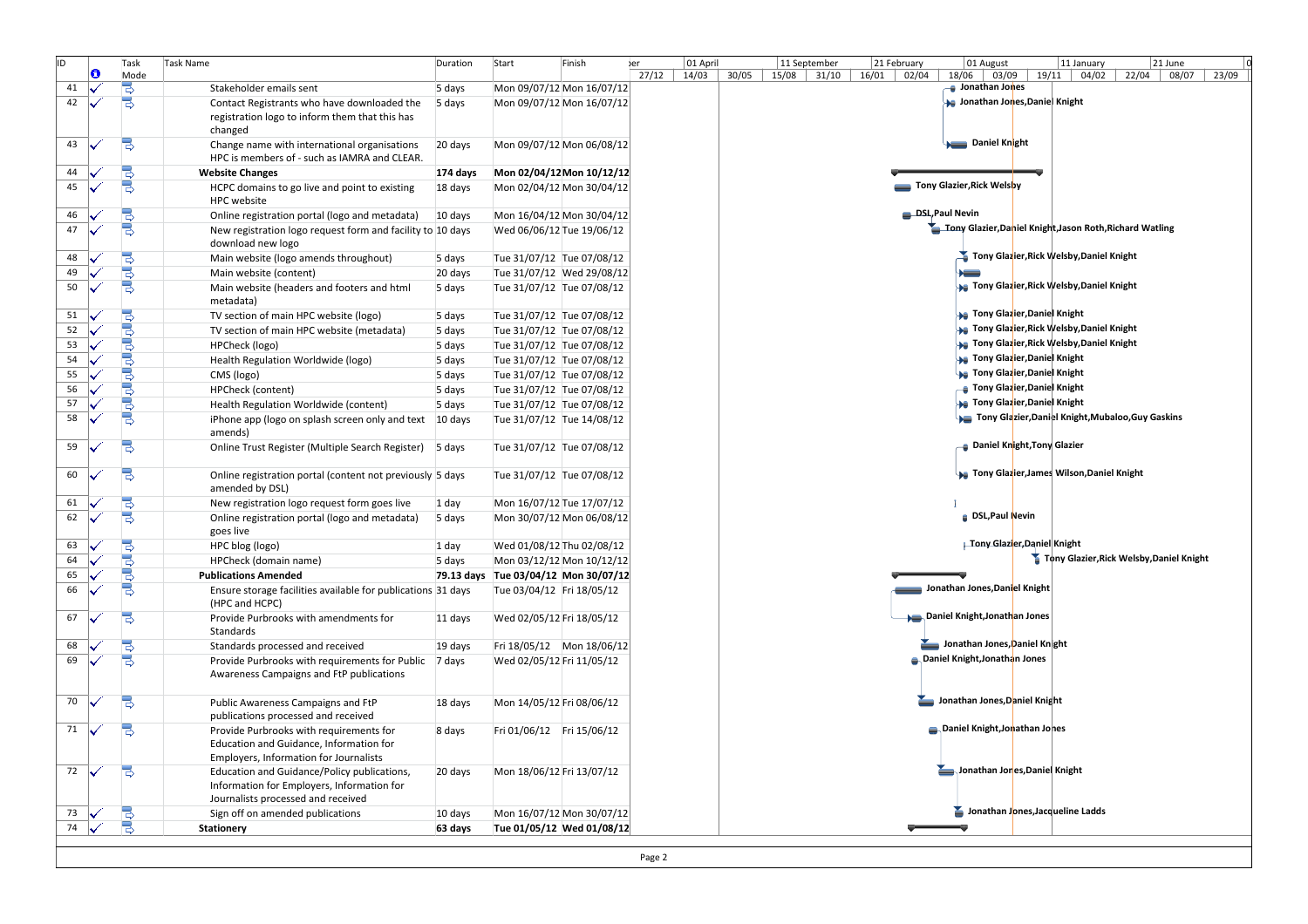| ID | Indicators | Task Mode | Task Name | Duration | Start | Finish | Resource Names |
|---|---|---|---|---|---|---|---|
| 41 | ✓ | | Stakeholder emails sent | 5 days | Mon 09/07/12 | Mon 16/07/12 | Jonathan Jones |
| 42 | ✓ | | Contact Registrants who have downloaded the registration logo to inform them that this has changed | 5 days | Mon 09/07/12 | Mon 16/07/12 | Jonathan Jones,Daniel Knight |
| 43 | ✓ | | Change name with international organisations HPC is members of - such as IAMRA and CLEAR. | 20 days | Mon 09/07/12 | Mon 06/08/12 | Daniel Knight |
| 44 | ✓ | | **Website Changes** | **174 days** | **Mon 02/04/12** | **Mon 10/12/12** | |
| 45 | ✓ | | HCPC domains to go live and point to existing HPC website | 18 days | Mon 02/04/12 | Mon 30/04/12 | Tony Glazier,Rick Welsby |
| 46 | ✓ | | Online registration portal (logo and metadata) | 10 days | Mon 16/04/12 | Mon 30/04/12 | DSL,Paul Nevin |
| 47 | ✓ | | New registration logo request form and facility to download new logo | 10 days | Wed 06/06/12 | Tue 19/06/12 | Tony Glazier,Daniel Knight,Jason Roth,Richard Watling |
| 48 | ✓ | | Main website (logo amends throughout) | 5 days | Tue 31/07/12 | Tue 07/08/12 | Tony Glazier,Rick Welsby,Daniel Knight |
| 49 | ✓ | | Main website (content) | 20 days | Tue 31/07/12 | Wed 29/08/12 | |
| 50 | ✓ | | Main website (headers and footers and html metadata) | 5 days | Tue 31/07/12 | Tue 07/08/12 | Tony Glazier,Rick Welsby,Daniel Knight |
| 51 | ✓ | | TV section of main HPC website (logo) | 5 days | Tue 31/07/12 | Tue 07/08/12 | Tony Glazier,Daniel Knight |
| 52 | ✓ | | TV section of main HPC website (metadata) | 5 days | Tue 31/07/12 | Tue 07/08/12 | Tony Glazier,Rick Welsby,Daniel Knight |
| 53 | ✓ | | HPCheck (logo) | 5 days | Tue 31/07/12 | Tue 07/08/12 | Tony Glazier,Rick Welsby,Daniel Knight |
| 54 | ✓ | | Health Regulation Worldwide (logo) | 5 days | Tue 31/07/12 | Tue 07/08/12 | Tony Glazier,Daniel Knight |
| 55 | ✓ | | CMS (logo) | 5 days | Tue 31/07/12 | Tue 07/08/12 | Tony Glazier,Daniel Knight |
| 56 | ✓ | | HPCheck (content) | 5 days | Tue 31/07/12 | Tue 07/08/12 | Tony Glazier,Daniel Knight |
| 57 | ✓ | | Health Regulation Worldwide (content) | 5 days | Tue 31/07/12 | Tue 07/08/12 | Tony Glazier,Daniel Knight |
| 58 | ✓ | | iPhone app (logo on splash screen only and text amends) | 10 days | Tue 31/07/12 | Tue 14/08/12 | Tony Glazier,Daniel Knight,Mubaloo,Guy Gaskins |
| 59 | ✓ | | Online Trust Register (Multiple Search Register) | 5 days | Tue 31/07/12 | Tue 07/08/12 | Daniel Knight,Tony Glazier |
| 60 | ✓ | | Online registration portal (content not previously amended by DSL) | 5 days | Tue 31/07/12 | Tue 07/08/12 | Tony Glazier,James Wilson,Daniel Knight |
| 61 | ✓ | | New registration logo request form goes live | 1 day | Mon 16/07/12 | Tue 17/07/12 | |
| 62 | ✓ | | Online registration portal (logo and metadata) goes live | 5 days | Mon 30/07/12 | Mon 06/08/12 | DSL,Paul Nevin |
| 63 | ✓ | | HPC blog (logo) | 1 day | Wed 01/08/12 | Thu 02/08/12 | Tony Glazier,Daniel Knight |
| 64 | ✓ | | HPCheck (domain name) | 5 days | Mon 03/12/12 | Mon 10/12/12 | Tony Glazier,Rick Welsby,Daniel Knight |
| 65 | ✓ | | **Publications Amended** | **79.13 days** | **Tue 03/04/12** | **Mon 30/07/12** | |
| 66 | ✓ | | Ensure storage facilities available for publications (HPC and HCPC) | 31 days | Tue 03/04/12 | Fri 18/05/12 | Jonathan Jones,Daniel Knight |
| 67 | ✓ | | Provide Purbrooks with amendments for Standards | 11 days | Wed 02/05/12 | Fri 18/05/12 | Daniel Knight,Jonathan Jones |
| 68 | ✓ | | Standards processed and received | 19 days | Fri 18/05/12 | Mon 18/06/12 | Jonathan Jones,Daniel Knight |
| 69 | ✓ | | Provide Purbrooks with requirements for Public Awareness Campaigns and FtP publications | 7 days | Wed 02/05/12 | Fri 11/05/12 | Daniel Knight,Jonathan Jones |
| 70 | ✓ | | Public Awareness Campaigns and FtP publications processed and received | 18 days | Mon 14/05/12 | Fri 08/06/12 | Jonathan Jones,Daniel Knight |
| 71 | ✓ | | Provide Purbrooks with requirements for Education and Guidance, Information for Employers, Information for Journalists | 8 days | Fri 01/06/12 | Fri 15/06/12 | Daniel Knight,Jonathan Jones |
| 72 | ✓ | | Education and Guidance/Policy publications, Information for Employers, Information for Journalists processed and received | 20 days | Mon 18/06/12 | Fri 13/07/12 | Jonathan Jones,Daniel Knight |
| 73 | ✓ | | Sign off on amended publications | 10 days | Mon 16/07/12 | Mon 30/07/12 | Jonathan Jones,Jacqueline Ladds |
| 74 | ✓ | | **Stationery** | **63 days** | **Tue 01/05/12** | **Wed 01/08/12** | |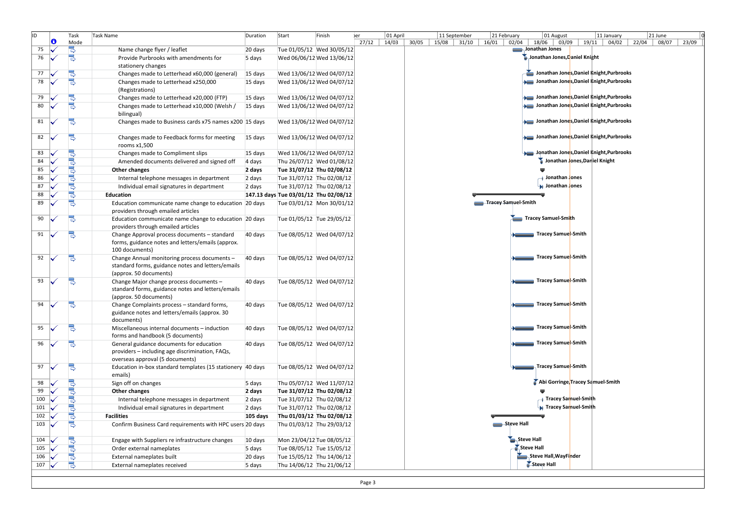| ID | | Task Mode | Task Name | Duration | Start | Finish | Resource Names |
|---|---|---|---|---|---|---|---|
| 75 | ✓ | | Name change flyer / leaflet | 20 days | Tue 01/05/12 | Wed 30/05/12 | Jonathan Jones |
| 76 | ✓ | | Provide Purbrooks with amendments for stationery changes | 5 days | Wed 06/06/12 | Wed 13/06/12 | Jonathan Jones,Daniel Knight |
| 77 | ✓ | | Changes made to Letterhead x60,000 (general) | 15 days | Wed 13/06/12 | Wed 04/07/12 | Jonathan Jones,Daniel Knight,Purbrooks |
| 78 | ✓ | | Changes made to Letterhead x250,000 (Registrations) | 15 days | Wed 13/06/12 | Wed 04/07/12 | Jonathan Jones,Daniel Knight,Purbrooks |
| 79 | ✓ | | Changes made to Letterhead x20,000 (FTP) | 15 days | Wed 13/06/12 | Wed 04/07/12 | Jonathan Jones,Daniel Knight,Purbrooks |
| 80 | ✓ | | Changes made to Letterhead x10,000 (Welsh / bilingual) | 15 days | Wed 13/06/12 | Wed 04/07/12 | Jonathan Jones,Daniel Knight,Purbrooks |
| 81 | ✓ | | Changes made to Business cards x75 names x200 | 15 days | Wed 13/06/12 | Wed 04/07/12 | Jonathan Jones,Daniel Knight,Purbrooks |
| 82 | ✓ | | Changes made to Feedback forms for meeting rooms x1,500 | 15 days | Wed 13/06/12 | Wed 04/07/12 | Jonathan Jones,Daniel Knight,Purbrooks |
| 83 | ✓ | | Changes made to Compliment slips | 15 days | Wed 13/06/12 | Wed 04/07/12 | Jonathan Jones,Daniel Knight,Purbrooks |
| 84 | ✓ | | Amended documents delivered and signed off | 4 days | Thu 26/07/12 | Wed 01/08/12 | Jonathan Jones,Daniel Knight |
| 85 | ✓ | | **Other changes** | **2 days** | **Tue 31/07/12** | **Thu 02/08/12** | |
| 86 | ✓ | | Internal telephone messages in department | 2 days | Tue 31/07/12 | Thu 02/08/12 | Jonathan Jones |
| 87 | ✓ | | Individual email signatures in department | 2 days | Tue 31/07/12 | Thu 02/08/12 | Jonathan Jones |
| 88 | ✓ | | **Education** | **147.13 days** | **Tue 03/01/12** | **Thu 02/08/12** | |
| 89 | ✓ | | Education communicate name change to education providers through emailed articles | 20 days | Tue 03/01/12 | Mon 30/01/12 | Tracey Samuel-Smith |
| 90 | ✓ | | Education communicate name change to education providers through emailed articles | 20 days | Tue 01/05/12 | Tue 29/05/12 | Tracey Samuel-Smith |
| 91 | ✓ | | Change Approval process documents – standard forms, guidance notes and letters/emails (approx. 100 documents) | 40 days | Tue 08/05/12 | Wed 04/07/12 | Tracey Samuel-Smith |
| 92 | ✓ | | Change Annual monitoring process documents – standard forms, guidance notes and letters/emails (approx. 50 documents) | 40 days | Tue 08/05/12 | Wed 04/07/12 | Tracey Samuel-Smith |
| 93 | ✓ | | Change Major change process documents – standard forms, guidance notes and letters/emails (approx. 50 documents) | 40 days | Tue 08/05/12 | Wed 04/07/12 | Tracey Samuel-Smith |
| 94 | ✓ | | Change Complaints process – standard forms, guidance notes and letters/emails (approx. 30 documents) | 40 days | Tue 08/05/12 | Wed 04/07/12 | Tracey Samuel-Smith |
| 95 | ✓ | | Miscellaneous internal documents – induction forms and handbook (5 documents) | 40 days | Tue 08/05/12 | Wed 04/07/12 | Tracey Samuel-Smith |
| 96 | ✓ | | General guidance documents for education providers – including age discrimination, FAQs, overseas approval (5 documents) | 40 days | Tue 08/05/12 | Wed 04/07/12 | Tracey Samuel-Smith |
| 97 | ✓ | | Education in-box standard templates (15 stationery emails) | 40 days | Tue 08/05/12 | Wed 04/07/12 | Tracey Samuel-Smith |
| 98 | ✓ | | Sign off on changes | 5 days | Thu 05/07/12 | Wed 11/07/12 | Abi Gorringe,Tracey Samuel-Smith |
| 99 | ✓ | | **Other changes** | **2 days** | **Tue 31/07/12** | **Thu 02/08/12** | |
| 100 | ✓ | | Internal telephone messages in department | 2 days | Tue 31/07/12 | Thu 02/08/12 | Tracey Samuel-Smith |
| 101 | ✓ | | Individual email signatures in department | 2 days | Tue 31/07/12 | Thu 02/08/12 | Tracey Samuel-Smith |
| 102 | ✓ | | **Facilities** | **105 days** | **Thu 01/03/12** | **Thu 02/08/12** | |
| 103 | ✓ | | Confirm Business Card requirements with HPC users | 20 days | Thu 01/03/12 | Thu 29/03/12 | Steve Hall |
| 104 | ✓ | | Engage with Suppliers re infrastructure changes | 10 days | Mon 23/04/12 | Tue 08/05/12 | Steve Hall |
| 105 | ✓ | | Order external nameplates | 5 days | Tue 08/05/12 | Tue 15/05/12 | Steve Hall |
| 106 | ✓ | | External nameplates built | 20 days | Tue 15/05/12 | Thu 14/06/12 | Steve Hall,WayFinder |
| 107 | ✓ | | External nameplates received | 5 days | Thu 14/06/12 | Thu 21/06/12 | Steve Hall |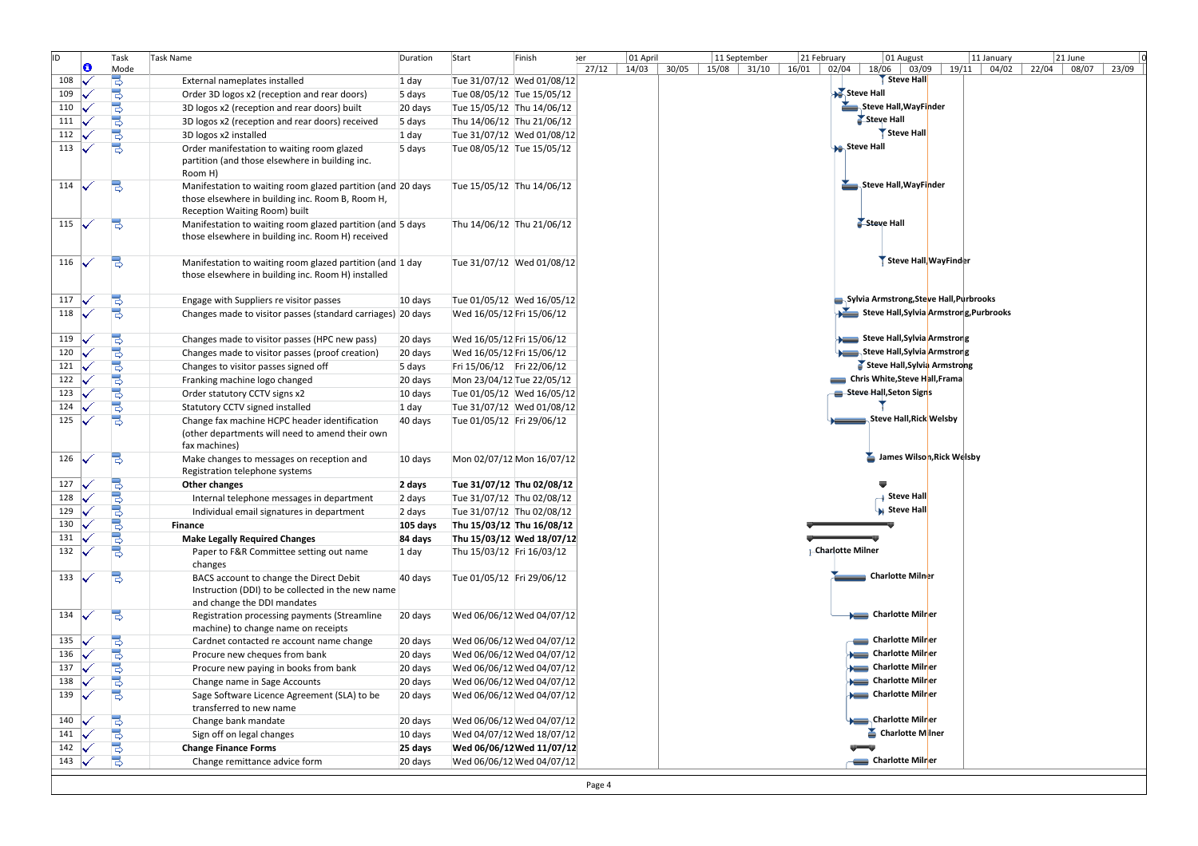| ID | | Task Mode | Task Name | Duration | Start | Finish | Resource Names |
|---|---|---|---|---|---|---|---|
| 108 | ✓ | | External nameplates installed | 1 day | Tue 31/07/12 | Wed 01/08/12 | Steve Hall |
| 109 | ✓ | | Order 3D logos x2 (reception and rear doors) | 5 days | Tue 08/05/12 | Tue 15/05/12 | Steve Hall |
| 110 | ✓ | | 3D logos x2 (reception and rear doors) built | 20 days | Tue 15/05/12 | Thu 14/06/12 | Steve Hall,WayFinder |
| 111 | ✓ | | 3D logos x2 (reception and rear doors) received | 5 days | Thu 14/06/12 | Thu 21/06/12 | Steve Hall |
| 112 | ✓ | | 3D logos x2 installed | 1 day | Tue 31/07/12 | Wed 01/08/12 | Steve Hall |
| 113 | ✓ | | Order manifestation to waiting room glazed partition (and those elsewhere in building inc. Room H) | 5 days | Tue 08/05/12 | Tue 15/05/12 | Steve Hall |
| 114 | ✓ | | Manifestation to waiting room glazed partition (and those elsewhere in building inc. Room B, Room H, Reception Waiting Room) built | 20 days | Tue 15/05/12 | Thu 14/06/12 | Steve Hall,WayFinder |
| 115 | ✓ | | Manifestation to waiting room glazed partition (and those elsewhere in building inc. Room H) received | 5 days | Thu 14/06/12 | Thu 21/06/12 | Steve Hall |
| 116 | ✓ | | Manifestation to waiting room glazed partition (and those elsewhere in building inc. Room H) installed | 1 day | Tue 31/07/12 | Wed 01/08/12 | Steve Hall,WayFinder |
| 117 | ✓ | | Engage with Suppliers re visitor passes | 10 days | Tue 01/05/12 | Wed 16/05/12 | Sylvia Armstrong,Steve Hall,Purbrooks |
| 118 | ✓ | | Changes made to visitor passes (standard carriages) | 20 days | Wed 16/05/12 | Fri 15/06/12 | Steve Hall,Sylvia Armstrong,Purbrooks |
| 119 | ✓ | | Changes made to visitor passes (HPC new pass) | 20 days | Wed 16/05/12 | Fri 15/06/12 | Steve Hall,Sylvia Armstrong |
| 120 | ✓ | | Changes made to visitor passes (proof creation) | 20 days | Wed 16/05/12 | Fri 15/06/12 | Steve Hall,Sylvia Armstrong |
| 121 | ✓ | | Changes to visitor passes signed off | 5 days | Fri 15/06/12 | Fri 22/06/12 | Steve Hall,Sylvia Armstrong |
| 122 | ✓ | | Franking machine logo changed | 20 days | Mon 23/04/12 | Tue 22/05/12 | Chris White,Steve Hall,Frama |
| 123 | ✓ | | Order statutory CCTV signs x2 | 10 days | Tue 01/05/12 | Wed 16/05/12 | Steve Hall,Seton Signs |
| 124 | ✓ | | Statutory CCTV signed installed | 1 day | Tue 31/07/12 | Wed 01/08/12 | |
| 125 | ✓ | | Change fax machine HCPC header identification (other departments will need to amend their own fax machines) | 40 days | Tue 01/05/12 | Fri 29/06/12 | Steve Hall,Rick Welsby |
| 126 | ✓ | | Make changes to messages on reception and Registration telephone systems | 10 days | Mon 02/07/12 | Mon 16/07/12 | James Wilson,Rick Welsby |
| 127 | ✓ | | **Other changes** | **2 days** | **Tue 31/07/12** | **Thu 02/08/12** | |
| 128 | ✓ | | Internal telephone messages in department | 2 days | Tue 31/07/12 | Thu 02/08/12 | Steve Hall |
| 129 | ✓ | | Individual email signatures in department | 2 days | Tue 31/07/12 | Thu 02/08/12 | Steve Hall |
| 130 | ✓ | | **Finance** | **105 days** | **Thu 15/03/12** | **Thu 16/08/12** | |
| 131 | ✓ | | **Make Legally Required Changes** | **84 days** | **Thu 15/03/12** | **Wed 18/07/12** | |
| 132 | ✓ | | Paper to F&R Committee setting out name changes | 1 day | Thu 15/03/12 | Fri 16/03/12 | Charlotte Milner |
| 133 | ✓ | | BACS account to change the Direct Debit Instruction (DDI) to be collected in the new name and change the DDI mandates | 40 days | Tue 01/05/12 | Fri 29/06/12 | Charlotte Milner |
| 134 | ✓ | | Registration processing payments (Streamline machine) to change name on receipts | 20 days | Wed 06/06/12 | Wed 04/07/12 | Charlotte Milner |
| 135 | ✓ | | Cardnet contacted re account name change | 20 days | Wed 06/06/12 | Wed 04/07/12 | Charlotte Milner |
| 136 | ✓ | | Procure new cheques from bank | 20 days | Wed 06/06/12 | Wed 04/07/12 | Charlotte Milner |
| 137 | ✓ | | Procure new paying in books from bank | 20 days | Wed 06/06/12 | Wed 04/07/12 | Charlotte Milner |
| 138 | ✓ | | Change name in Sage Accounts | 20 days | Wed 06/06/12 | Wed 04/07/12 | Charlotte Milner |
| 139 | ✓ | | Sage Software Licence Agreement (SLA) to be transferred to new name | 20 days | Wed 06/06/12 | Wed 04/07/12 | Charlotte Milner |
| 140 | ✓ | | Change bank mandate | 20 days | Wed 06/06/12 | Wed 04/07/12 | Charlotte Milner |
| 141 | ✓ | | Sign off on legal changes | 10 days | Wed 04/07/12 | Wed 18/07/12 | Charlotte Milner |
| 142 | ✓ | | **Change Finance Forms** | **25 days** | **Wed 06/06/12** | **Wed 11/07/12** | |
| 143 | ✓ | | Change remittance advice form | 20 days | Wed 06/06/12 | Wed 04/07/12 | Charlotte Milner |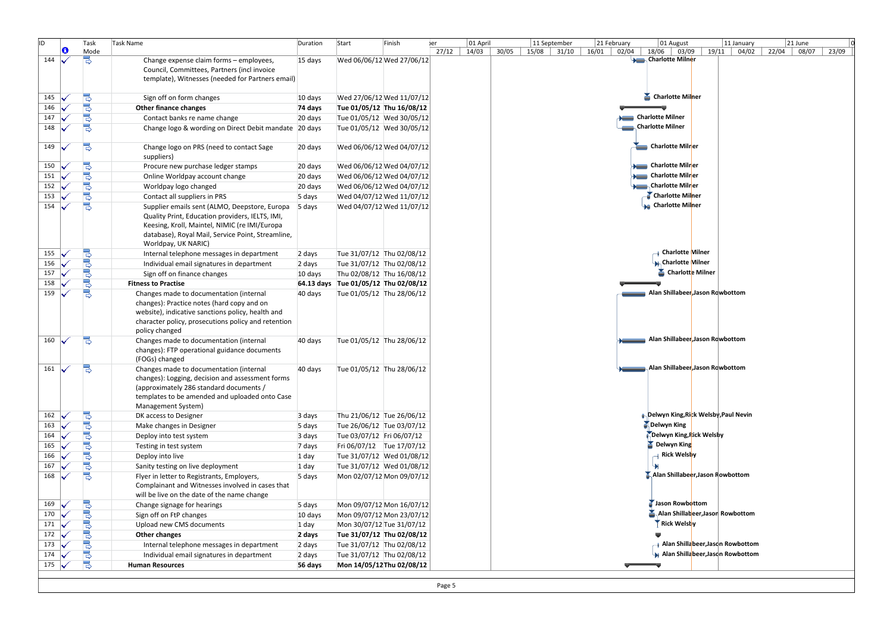| ID | Task Mode | Task Name | Duration | Start | Finish | Resource Names |
|---|---|---|---|---|---|---|
| 144 | ✓ | Change expense claim forms – employees, Council, Committees, Partners (incl invoice template), Witnesses (needed for Partners email) | 15 days | Wed 06/06/12 | Wed 27/06/12 | Charlotte Milner |
| 145 | ✓ | Sign off on form changes | 10 days | Wed 27/06/12 | Wed 11/07/12 | Charlotte Milner |
| 146 | ✓ | **Other finance changes** | **74 days** | **Tue 01/05/12** | **Thu 16/08/12** | |
| 147 | ✓ | Contact banks re name change | 20 days | Tue 01/05/12 | Wed 30/05/12 | Charlotte Milner |
| 148 | ✓ | Change logo & wording on Direct Debit mandate | 20 days | Tue 01/05/12 | Wed 30/05/12 | Charlotte Milner |
| 149 | ✓ | Change logo on PRS (need to contact Sage suppliers) | 20 days | Wed 06/06/12 | Wed 04/07/12 | Charlotte Milner |
| 150 | ✓ | Procure new purchase ledger stamps | 20 days | Wed 06/06/12 | Wed 04/07/12 | Charlotte Milner |
| 151 | ✓ | Online Worldpay account change | 20 days | Wed 06/06/12 | Wed 04/07/12 | Charlotte Milner |
| 152 | ✓ | Worldpay logo changed | 20 days | Wed 06/06/12 | Wed 04/07/12 | Charlotte Milner |
| 153 | ✓ | Contact all suppliers in PRS | 5 days | Wed 04/07/12 | Wed 11/07/12 | Charlotte Milner |
| 154 | ✓ | Supplier emails sent (ALMO, Deepstore, Europa Quality Print, Education providers, IELTS, IMI, Keesing, Kroll, Maintel, NIMIC (re IMI/Europa database), Royal Mail, Service Point, Streamline, Worldpay, UK NARIC) | 5 days | Wed 04/07/12 | Wed 11/07/12 | Charlotte Milner |
| 155 | ✓ | Internal telephone messages in department | 2 days | Tue 31/07/12 | Thu 02/08/12 | Charlotte Milner |
| 156 | ✓ | Individual email signatures in department | 2 days | Tue 31/07/12 | Thu 02/08/12 | Charlotte Milner |
| 157 | ✓ | Sign off on finance changes | 10 days | Thu 02/08/12 | Thu 16/08/12 | Charlotte Milner |
| 158 | ✓ | **Fitness to Practise** | **64.13 days** | **Tue 01/05/12** | **Thu 02/08/12** | |
| 159 | ✓ | Changes made to documentation (internal changes): Practice notes (hard copy and on website), indicative sanctions policy, health and character policy, prosecutions policy and retention policy changed | 40 days | Tue 01/05/12 | Thu 28/06/12 | Alan Shillabeer,Jason Rowbottom |
| 160 | ✓ | Changes made to documentation (internal changes): FTP operational guidance documents (FOGs) changed | 40 days | Tue 01/05/12 | Thu 28/06/12 | Alan Shillabeer,Jason Rowbottom |
| 161 | ✓ | Changes made to documentation (internal changes): Logging, decision and assessment forms (approximately 286 standard documents / templates to be amended and uploaded onto Case Management System) | 40 days | Tue 01/05/12 | Thu 28/06/12 | Alan Shillabeer,Jason Rowbottom |
| 162 | ✓ | DK access to Designer | 3 days | Thu 21/06/12 | Tue 26/06/12 | Delwyn King,Rick Welsby,Paul Nevin |
| 163 | ✓ | Make changes in Designer | 5 days | Tue 26/06/12 | Tue 03/07/12 | Delwyn King |
| 164 | ✓ | Deploy into test system | 3 days | Tue 03/07/12 | Fri 06/07/12 | Delwyn King,Rick Welsby |
| 165 | ✓ | Testing in test system | 7 days | Fri 06/07/12 | Tue 17/07/12 | Delwyn King |
| 166 | ✓ | Deploy into live | 1 day | Tue 31/07/12 | Wed 01/08/12 | Rick Welsby |
| 167 | ✓ | Sanity testing on live deployment | 1 day | Tue 31/07/12 | Wed 01/08/12 | |
| 168 | ✓ | Flyer in letter to Registrants, Employers, Complainant and Witnesses involved in cases that will be live on the date of the name change | 5 days | Mon 02/07/12 | Mon 09/07/12 | Alan Shillabeer,Jason Rowbottom |
| 169 | ✓ | Change signage for hearings | 5 days | Mon 09/07/12 | Mon 16/07/12 | Jason Rowbottom |
| 170 | ✓ | Sign off on FtP changes | 10 days | Mon 09/07/12 | Mon 23/07/12 | Alan Shillabeer,Jason Rowbottom |
| 171 | ✓ | Upload new CMS documents | 1 day | Mon 30/07/12 | Tue 31/07/12 | Rick Welsby |
| 172 | ✓ | **Other changes** | **2 days** | **Tue 31/07/12** | **Thu 02/08/12** | |
| 173 | ✓ | Internal telephone messages in department | 2 days | Tue 31/07/12 | Thu 02/08/12 | Alan Shillabeer,Jason Rowbottom |
| 174 | ✓ | Individual email signatures in department | 2 days | Tue 31/07/12 | Thu 02/08/12 | Alan Shillabeer,Jason Rowbottom |
| 175 | ✓ | **Human Resources** | **56 days** | **Mon 14/05/12** | **Thu 02/08/12** | |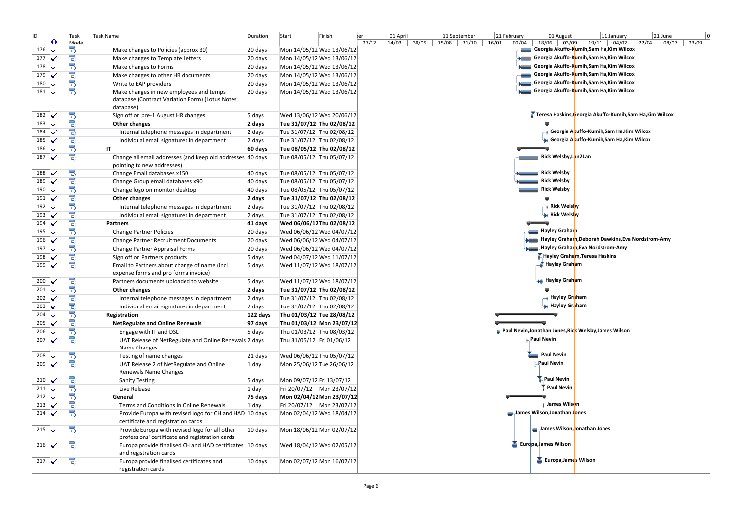| ID | Task Mode | Task Name | Duration | Start | Finish | Resource Names |
|---|---|---|---|---|---|---|
| 176 | ✓ | Make changes to Policies (approx 30) | 20 days | Mon 14/05/12 | Wed 13/06/12 | Georgia Akuffo-Kumih,Sam Ha,Kim Wilcox |
| 177 | ✓ | Make changes to Template Letters | 20 days | Mon 14/05/12 | Wed 13/06/12 | Georgia Akuffo-Kumih,Sam Ha,Kim Wilcox |
| 178 | ✓ | Make changes to Forms | 20 days | Mon 14/05/12 | Wed 13/06/12 | Georgia Akuffo-Kumih,Sam Ha,Kim Wilcox |
| 179 | ✓ | Make changes to other HR documents | 20 days | Mon 14/05/12 | Wed 13/06/12 | Georgia Akuffo-Kumih,Sam Ha,Kim Wilcox |
| 180 | ✓ | Write to EAP providers | 20 days | Mon 14/05/12 | Wed 13/06/12 | Georgia Akuffo-Kumih,Sam Ha,Kim Wilcox |
| 181 | ✓ | Make changes in new employees and temps database (Contract Variation Form) (Lotus Notes database) | 20 days | Mon 14/05/12 | Wed 13/06/12 | Georgia Akuffo-Kumih,Sam Ha,Kim Wilcox |
| 182 | ✓ | Sign off on pre-1 August HR changes | 5 days | Wed 13/06/12 | Wed 20/06/12 | Teresa Haskins,Georgia Akuffo-Kumih,Sam Ha,Kim Wilcox |
| 183 | ✓ | **Other changes** | **2 days** | **Tue 31/07/12** | **Thu 02/08/12** | |
| 184 | ✓ | Internal telephone messages in department | 2 days | Tue 31/07/12 | Thu 02/08/12 | Georgia Akuffo-Kumih,Sam Ha,Kim Wilcox |
| 185 | ✓ | Individual email signatures in department | 2 days | Tue 31/07/12 | Thu 02/08/12 | Georgia Akuffo-Kumih,Sam Ha,Kim Wilcox |
| 186 | ✓ | **IT** | **60 days** | **Tue 08/05/12** | **Thu 02/08/12** | |
| 187 | ✓ | Change all email addresses (and keep old addresses pointing to new addresses) | 40 days | Tue 08/05/12 | Thu 05/07/12 | Rick Welsby,Lan2Lan |
| 188 | ✓ | Change Email databases x150 | 40 days | Tue 08/05/12 | Thu 05/07/12 | Rick Welsby |
| 189 | ✓ | Change Group email databases x90 | 40 days | Tue 08/05/12 | Thu 05/07/12 | Rick Welsby |
| 190 | ✓ | Change logo on monitor desktop | 40 days | Tue 08/05/12 | Thu 05/07/12 | Rick Welsby |
| 191 | ✓ | **Other changes** | **2 days** | **Tue 31/07/12** | **Thu 02/08/12** | |
| 192 | ✓ | Internal telephone messages in department | 2 days | Tue 31/07/12 | Thu 02/08/12 | Rick Welsby |
| 193 | ✓ | Individual email signatures in department | 2 days | Tue 31/07/12 | Thu 02/08/12 | Rick Welsby |
| 194 | ✓ | **Partners** | **41 days** | **Wed 06/06/12** | **Thu 02/08/12** | |
| 195 | ✓ | Change Partner Policies | 20 days | Wed 06/06/12 | Wed 04/07/12 | Hayley Graham |
| 196 | ✓ | Change Partner Recruitment Documents | 20 days | Wed 06/06/12 | Wed 04/07/12 | Hayley Graham,Deborah Dawkins,Eva Nordstrom-Amy |
| 197 | ✓ | Change Partner Appraisal Forms | 20 days | Wed 06/06/12 | Wed 04/07/12 | Hayley Graham,Eva Nordstrom-Amy |
| 198 | ✓ | Sign off on Partners products | 5 days | Wed 04/07/12 | Wed 11/07/12 | Hayley Graham,Teresa Haskins |
| 199 | ✓ | Email to Partners about change of name (incl expense forms and pro forma invoice) | 5 days | Wed 11/07/12 | Wed 18/07/12 | Hayley Graham |
| 200 | ✓ | Partners documents uploaded to website | 5 days | Wed 11/07/12 | Wed 18/07/12 | Hayley Graham |
| 201 | ✓ | **Other changes** | **2 days** | **Tue 31/07/12** | **Thu 02/08/12** | |
| 202 | ✓ | Internal telephone messages in department | 2 days | Tue 31/07/12 | Thu 02/08/12 | Hayley Graham |
| 203 | ✓ | Individual email signatures in department | 2 days | Tue 31/07/12 | Thu 02/08/12 | Hayley Graham |
| 204 | ✓ | **Registration** | **122 days** | **Thu 01/03/12** | **Tue 28/08/12** | |
| 205 | ✓ | **NetRegulate and Online Renewals** | **97 days** | **Thu 01/03/12** | **Mon 23/07/12** | |
| 206 | ✓ | Engage with IT and DSL | 5 days | Thu 01/03/12 | Thu 08/03/12 | Paul Nevin,Jonathan Jones,Rick Welsby,James Wilson |
| 207 | ✓ | UAT Release of NetRegulate and Online Renewals Name Changes | 2 days | Thu 31/05/12 | Fri 01/06/12 | Paul Nevin |
| 208 | ✓ | Testing of name changes | 21 days | Wed 06/06/12 | Thu 05/07/12 | Paul Nevin |
| 209 | ✓ | UAT Release 2 of NetRegulate and Online Renewals Name Changes | 1 day | Mon 25/06/12 | Tue 26/06/12 | Paul Nevin |
| 210 | ✓ | Sanity Testing | 5 days | Mon 09/07/12 | Fri 13/07/12 | Paul Nevin |
| 211 | ✓ | Live Release | 1 day | Fri 20/07/12 | Mon 23/07/12 | Paul Nevin |
| 212 | ✓ | **General** | **75 days** | **Mon 02/04/12** | **Mon 23/07/12** | |
| 213 | ✓ | Terms and Conditions in Online Renewals | 1 day | Fri 20/07/12 | Mon 23/07/12 | James Wilson |
| 214 | ✓ | Provide Europa with revised logo for CH and HAD certificate and registration cards | 10 days | Mon 02/04/12 | Wed 18/04/12 | James Wilson,Jonathan Jones |
| 215 | ✓ | Provide Europa with revised logo for all other professions' certificate and registration cards | 10 days | Mon 18/06/12 | Mon 02/07/12 | James Wilson,Jonathan Jones |
| 216 | ✓ | Europa provide finalised CH and HAD certificates and registration cards | 10 days | Wed 18/04/12 | Wed 02/05/12 | Europa,James Wilson |
| 217 | ✓ | Europa provide finalised certificates and registration cards | 10 days | Mon 02/07/12 | Mon 16/07/12 | Europa,James Wilson |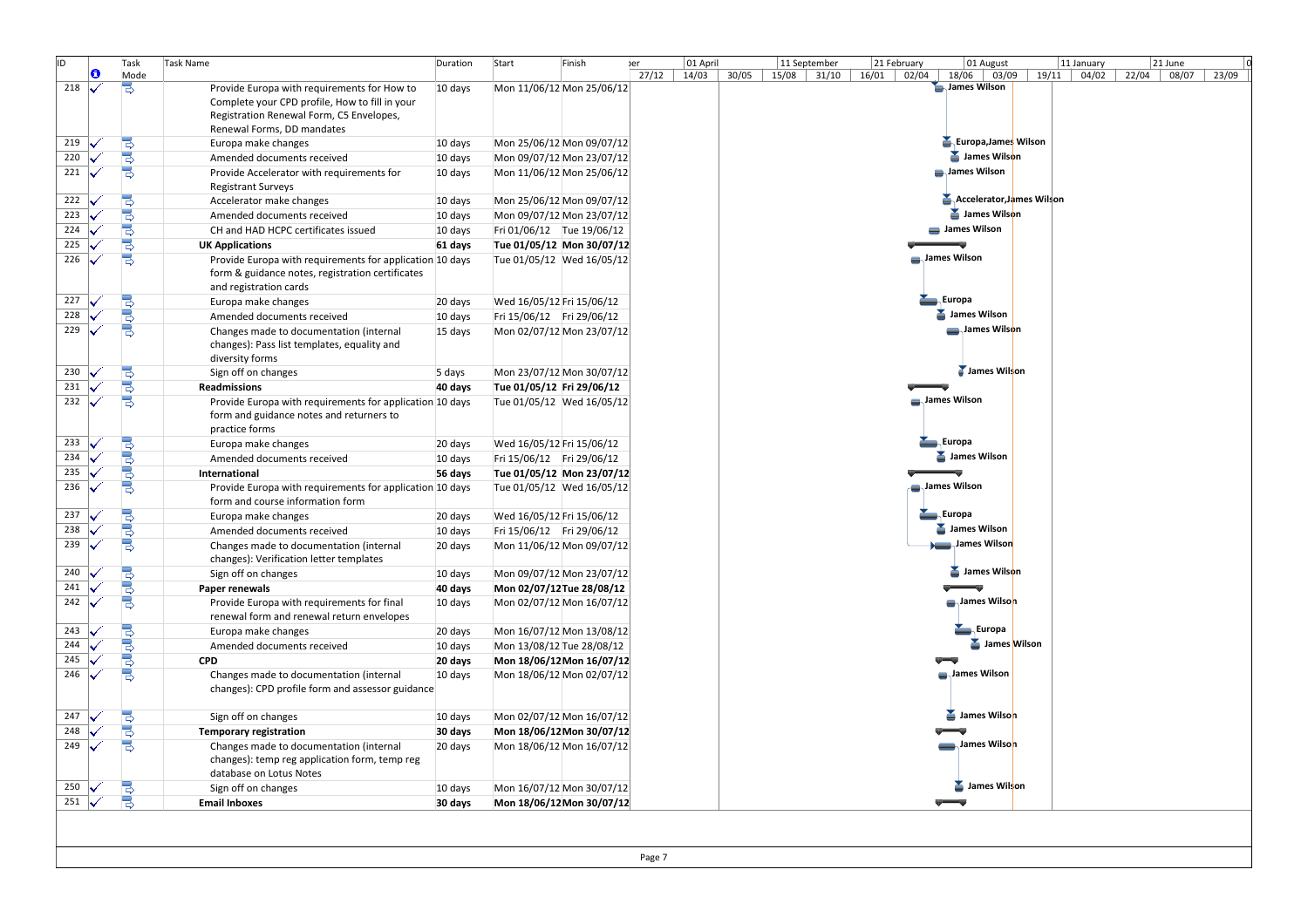| ID | Indicators | Task Mode | Task Name | Duration | Start | Finish | Resource Names |
|---|---|---|---|---|---|---|---|
| 218 | ✓ | | Provide Europa with requirements for How to Complete your CPD profile, How to fill in your Registration Renewal Form, C5 Envelopes, Renewal Forms, DD mandates | 10 days | Mon 11/06/12 | Mon 25/06/12 | James Wilson |
| 219 | ✓ | | Europa make changes | 10 days | Mon 25/06/12 | Mon 09/07/12 | Europa,James Wilson |
| 220 | ✓ | | Amended documents received | 10 days | Mon 09/07/12 | Mon 23/07/12 | James Wilson |
| 221 | ✓ | | Provide Accelerator with requirements for Registrant Surveys | 10 days | Mon 11/06/12 | Mon 25/06/12 | James Wilson |
| 222 | ✓ | | Accelerator make changes | 10 days | Mon 25/06/12 | Mon 09/07/12 | Accelerator,James Wilson |
| 223 | ✓ | | Amended documents received | 10 days | Mon 09/07/12 | Mon 23/07/12 | James Wilson |
| 224 | ✓ | | CH and HAD HCPC certificates issued | 10 days | Fri 01/06/12 | Tue 19/06/12 | James Wilson |
| 225 | ✓ | | **UK Applications** | **61 days** | **Tue 01/05/12** | **Mon 30/07/12** | |
| 226 | ✓ | | Provide Europa with requirements for application form & guidance notes, registration certificates and registration cards | 10 days | Tue 01/05/12 | Wed 16/05/12 | James Wilson |
| 227 | ✓ | | Europa make changes | 20 days | Wed 16/05/12 | Fri 15/06/12 | Europa |
| 228 | ✓ | | Amended documents received | 10 days | Fri 15/06/12 | Fri 29/06/12 | James Wilson |
| 229 | ✓ | | Changes made to documentation (internal changes): Pass list templates, equality and diversity forms | 15 days | Mon 02/07/12 | Mon 23/07/12 | James Wilson |
| 230 | ✓ | | Sign off on changes | 5 days | Mon 23/07/12 | Mon 30/07/12 | James Wilson |
| 231 | ✓ | | **Readmissions** | **40 days** | **Tue 01/05/12** | **Fri 29/06/12** | |
| 232 | ✓ | | Provide Europa with requirements for application form and guidance notes and returners to practice forms | 10 days | Tue 01/05/12 | Wed 16/05/12 | James Wilson |
| 233 | ✓ | | Europa make changes | 20 days | Wed 16/05/12 | Fri 15/06/12 | Europa |
| 234 | ✓ | | Amended documents received | 10 days | Fri 15/06/12 | Fri 29/06/12 | James Wilson |
| 235 | ✓ | | **International** | **56 days** | **Tue 01/05/12** | **Mon 23/07/12** | |
| 236 | ✓ | | Provide Europa with requirements for application form and course information form | 10 days | Tue 01/05/12 | Wed 16/05/12 | James Wilson |
| 237 | ✓ | | Europa make changes | 20 days | Wed 16/05/12 | Fri 15/06/12 | Europa |
| 238 | ✓ | | Amended documents received | 10 days | Fri 15/06/12 | Fri 29/06/12 | James Wilson |
| 239 | ✓ | | Changes made to documentation (internal changes): Verification letter templates | 20 days | Mon 11/06/12 | Mon 09/07/12 | James Wilson |
| 240 | ✓ | | Sign off on changes | 10 days | Mon 09/07/12 | Mon 23/07/12 | James Wilson |
| 241 | ✓ | | **Paper renewals** | **40 days** | **Mon 02/07/12** | **Tue 28/08/12** | |
| 242 | ✓ | | Provide Europa with requirements for final renewal form and renewal return envelopes | 10 days | Mon 02/07/12 | Mon 16/07/12 | James Wilson |
| 243 | ✓ | | Europa make changes | 20 days | Mon 16/07/12 | Mon 13/08/12 | Europa |
| 244 | ✓ | | Amended documents received | 10 days | Mon 13/08/12 | Tue 28/08/12 | James Wilson |
| 245 | ✓ | | **CPD** | **20 days** | **Mon 18/06/12** | **Mon 16/07/12** | |
| 246 | ✓ | | Changes made to documentation (internal changes): CPD profile form and assessor guidance | 10 days | Mon 18/06/12 | Mon 02/07/12 | James Wilson |
| 247 | ✓ | | Sign off on changes | 10 days | Mon 02/07/12 | Mon 16/07/12 | James Wilson |
| 248 | ✓ | | **Temporary registration** | **30 days** | **Mon 18/06/12** | **Mon 30/07/12** | |
| 249 | ✓ | | Changes made to documentation (internal changes): temp reg application form, temp reg database on Lotus Notes | 20 days | Mon 18/06/12 | Mon 16/07/12 | James Wilson |
| 250 | ✓ | | Sign off on changes | 10 days | Mon 16/07/12 | Mon 30/07/12 | James Wilson |
| 251 | ✓ | | **Email Inboxes** | **30 days** | **Mon 18/06/12** | **Mon 30/07/12** | |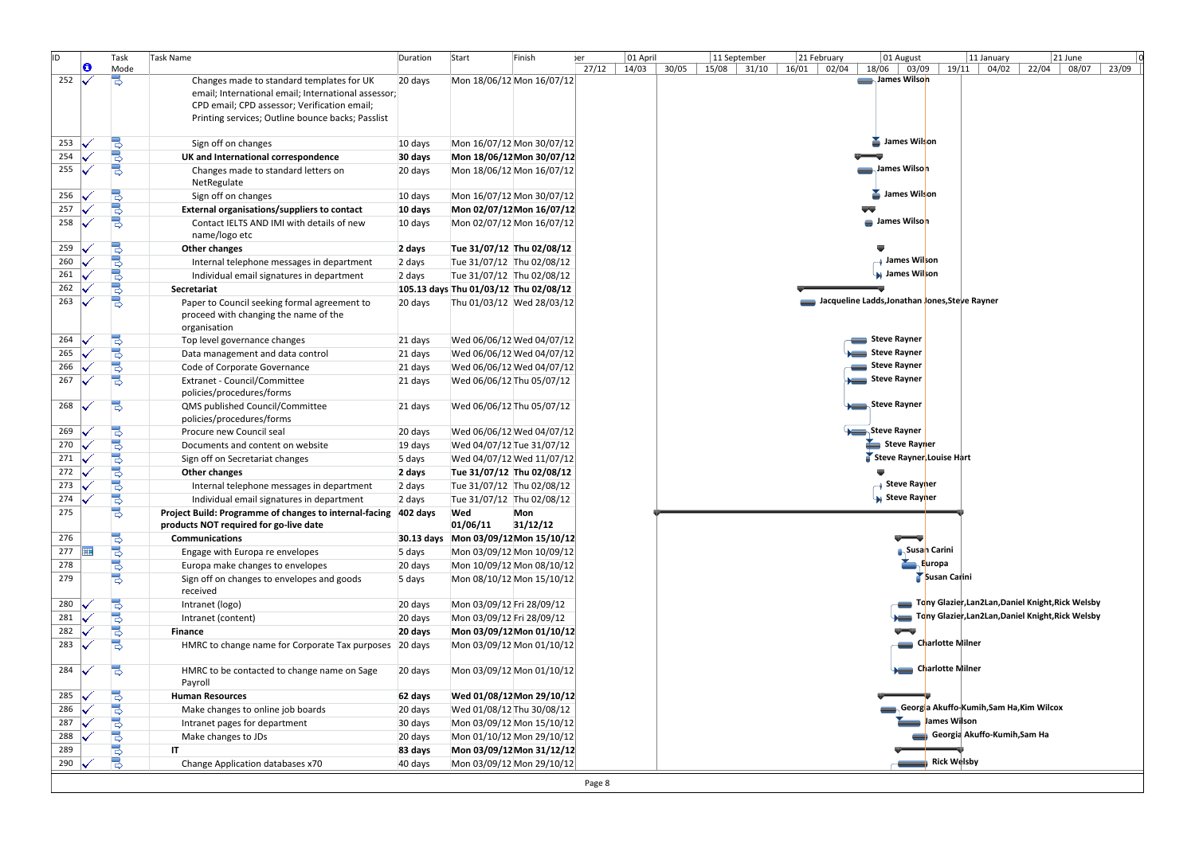| ID | Indicators | Task Mode | Task Name | Duration | Start | Finish | Resource Names |
|---|---|---|---|---|---|---|---|
| 252 | ✓ | | Changes made to standard templates for UK email; International email; International assessor; CPD email; CPD assessor; Verification email; Printing services; Outline bounce backs; Passlist | 20 days | Mon 18/06/12 | Mon 16/07/12 | James Wilson |
| 253 | ✓ | | Sign off on changes | 10 days | Mon 16/07/12 | Mon 30/07/12 | James Wilson |
| 254 | ✓ | | **UK and International correspondence** | **30 days** | **Mon 18/06/12** | **Mon 30/07/12** | |
| 255 | ✓ | | Changes made to standard letters on NetRegulate | 20 days | Mon 18/06/12 | Mon 16/07/12 | James Wilson |
| 256 | ✓ | | Sign off on changes | 10 days | Mon 16/07/12 | Mon 30/07/12 | James Wilson |
| 257 | ✓ | | **External organisations/suppliers to contact** | **10 days** | **Mon 02/07/12** | **Mon 16/07/12** | |
| 258 | ✓ | | Contact IELTS AND IMI with details of new name/logo etc | 10 days | Mon 02/07/12 | Mon 16/07/12 | James Wilson |
| 259 | ✓ | | **Other changes** | **2 days** | **Tue 31/07/12** | **Thu 02/08/12** | |
| 260 | ✓ | | Internal telephone messages in department | 2 days | Tue 31/07/12 | Thu 02/08/12 | James Wilson |
| 261 | ✓ | | Individual email signatures in department | 2 days | Tue 31/07/12 | Thu 02/08/12 | James Wilson |
| 262 | ✓ | | **Secretariat** | **105.13 days** | **Thu 01/03/12** | **Thu 02/08/12** | |
| 263 | ✓ | | Paper to Council seeking formal agreement to proceed with changing the name of the organisation | 20 days | Thu 01/03/12 | Wed 28/03/12 | Jacqueline Ladds,Jonathan Jones,Steve Rayner |
| 264 | ✓ | | Top level governance changes | 21 days | Wed 06/06/12 | Wed 04/07/12 | Steve Rayner |
| 265 | ✓ | | Data management and data control | 21 days | Wed 06/06/12 | Wed 04/07/12 | Steve Rayner |
| 266 | ✓ | | Code of Corporate Governance | 21 days | Wed 06/06/12 | Wed 04/07/12 | Steve Rayner |
| 267 | ✓ | | Extranet - Council/Committee policies/procedures/forms | 21 days | Wed 06/06/12 | Thu 05/07/12 | Steve Rayner |
| 268 | ✓ | | QMS published Council/Committee policies/procedures/forms | 21 days | Wed 06/06/12 | Thu 05/07/12 | Steve Rayner |
| 269 | ✓ | | Procure new Council seal | 20 days | Wed 06/06/12 | Wed 04/07/12 | Steve Rayner |
| 270 | ✓ | | Documents and content on website | 19 days | Wed 04/07/12 | Tue 31/07/12 | Steve Rayner |
| 271 | ✓ | | Sign off on Secretariat changes | 5 days | Wed 04/07/12 | Wed 11/07/12 | Steve Rayner,Louise Hart |
| 272 | ✓ | | **Other changes** | **2 days** | **Tue 31/07/12** | **Thu 02/08/12** | |
| 273 | ✓ | | Internal telephone messages in department | 2 days | Tue 31/07/12 | Thu 02/08/12 | Steve Rayner |
| 274 | ✓ | | Individual email signatures in department | 2 days | Tue 31/07/12 | Thu 02/08/12 | Steve Rayner |
| 275 | | | **Project Build: Programme of changes to internal-facing products NOT required for go-live date** | **402 days** | **Wed 01/06/11** | **Mon 31/12/12** | |
| 276 | | | **Communications** | **30.13 days** | **Mon 03/09/12** | **Mon 15/10/12** | |
| 277 | ▦ | | Engage with Europa re envelopes | 5 days | Mon 03/09/12 | Mon 10/09/12 | Susan Carini |
| 278 | | | Europa make changes to envelopes | 20 days | Mon 10/09/12 | Mon 08/10/12 | Europa |
| 279 | | | Sign off on changes to envelopes and goods received | 5 days | Mon 08/10/12 | Mon 15/10/12 | Susan Carini |
| 280 | ✓ | | Intranet (logo) | 20 days | Mon 03/09/12 | Fri 28/09/12 | Tony Glazier,Lan2Lan,Daniel Knight,Rick Welsby |
| 281 | ✓ | | Intranet (content) | 20 days | Mon 03/09/12 | Fri 28/09/12 | Tony Glazier,Lan2Lan,Daniel Knight,Rick Welsby |
| 282 | ✓ | | **Finance** | **20 days** | **Mon 03/09/12** | **Mon 01/10/12** | |
| 283 | ✓ | | HMRC to change name for Corporate Tax purposes | 20 days | Mon 03/09/12 | Mon 01/10/12 | Charlotte Milner |
| 284 | ✓ | | HMRC to be contacted to change name on Sage Payroll | 20 days | Mon 03/09/12 | Mon 01/10/12 | Charlotte Milner |
| 285 | ✓ | | **Human Resources** | **62 days** | **Wed 01/08/12** | **Mon 29/10/12** | |
| 286 | ✓ | | Make changes to online job boards | 20 days | Wed 01/08/12 | Thu 30/08/12 | Georgia Akuffo-Kumih,Sam Ha,Kim Wilcox |
| 287 | ✓ | | Intranet pages for department | 30 days | Mon 03/09/12 | Mon 15/10/12 | James Wilson |
| 288 | ✓ | | Make changes to JDs | 20 days | Mon 01/10/12 | Mon 29/10/12 | Georgia Akuffo-Kumih,Sam Ha |
| 289 | | | **IT** | **83 days** | **Mon 03/09/12** | **Mon 31/12/12** | |
| 290 | ✓ | | Change Application databases x70 | 40 days | Mon 03/09/12 | Mon 29/10/12 | Rick Welsby |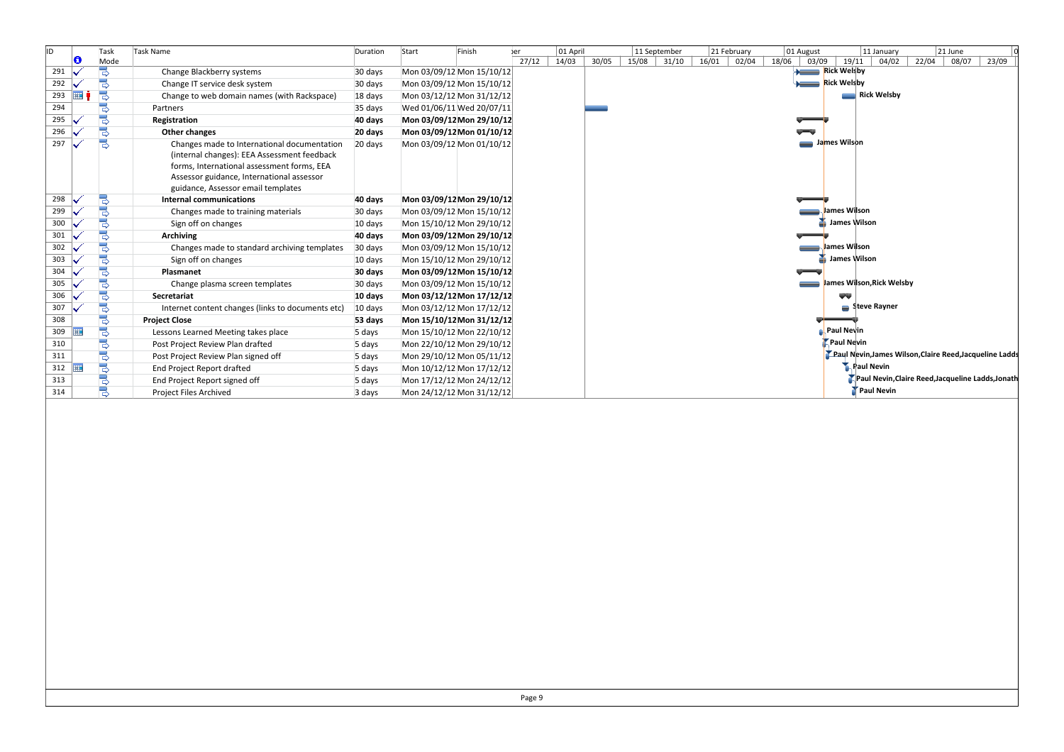| ID | Task Mode | Task Name | Duration | Start | Finish |
|---|---|---|---|---|---|
| 291 | | Change Blackberry systems | 30 days | Mon 03/09/12 | Mon 15/10/12 |
| 292 | | Change IT service desk system | 30 days | Mon 03/09/12 | Mon 15/10/12 |
| 293 | | Change to web domain names (with Rackspace) | 18 days | Mon 03/12/12 | Mon 31/12/12 |
| 294 | | Partners | 35 days | Wed 01/06/11 | Wed 20/07/11 |
| 295 | | **Registration** | **40 days** | **Mon 03/09/12** | **Mon 29/10/12** |
| 296 | | **Other changes** | **20 days** | **Mon 03/09/12** | **Mon 01/10/12** |
| 297 | | Changes made to International documentation (internal changes): EEA Assessment feedback forms, International assessment forms, EEA Assessor guidance, International assessor guidance, Assessor email templates | 20 days | Mon 03/09/12 | Mon 01/10/12 |
| 298 | | **Internal communications** | **40 days** | **Mon 03/09/12** | **Mon 29/10/12** |
| 299 | | Changes made to training materials | 30 days | Mon 03/09/12 | Mon 15/10/12 |
| 300 | | Sign off on changes | 10 days | Mon 15/10/12 | Mon 29/10/12 |
| 301 | | **Archiving** | **40 days** | **Mon 03/09/12** | **Mon 29/10/12** |
| 302 | | Changes made to standard archiving templates | 30 days | Mon 03/09/12 | Mon 15/10/12 |
| 303 | | Sign off on changes | 10 days | Mon 15/10/12 | Mon 29/10/12 |
| 304 | | **Plasmanet** | **30 days** | **Mon 03/09/12** | **Mon 15/10/12** |
| 305 | | Change plasma screen templates | 30 days | Mon 03/09/12 | Mon 15/10/12 |
| 306 | | **Secretariat** | **10 days** | **Mon 03/12/12** | **Mon 17/12/12** |
| 307 | | Internet content changes (links to documents etc) | 10 days | Mon 03/12/12 | Mon 17/12/12 |
| 308 | | **Project Close** | **53 days** | **Mon 15/10/12** | **Mon 31/12/12** |
| 309 | | Lessons Learned Meeting takes place | 5 days | Mon 15/10/12 | Mon 22/10/12 |
| 310 | | Post Project Review Plan drafted | 5 days | Mon 22/10/12 | Mon 29/10/12 |
| 311 | | Post Project Review Plan signed off | 5 days | Mon 29/10/12 | Mon 05/11/12 |
| 312 | | End Project Report drafted | 5 days | Mon 10/12/12 | Mon 17/12/12 |
| 313 | | End Project Report signed off | 5 days | Mon 17/12/12 | Mon 24/12/12 |
| 314 | | Project Files Archived | 3 days | Mon 24/12/12 | Mon 31/12/12 |

ber | 01 April | 11 September | 21 February | 01 August | 11 January | 21 June
27/12 | 14/03 | 30/05 | 15/08 | 31/10 | 16/01 | 02/04 | 18/06 | 03/09 | 19/11 | 04/02 | 22/04 | 08/07 | 23/09

Rick Welsby
Rick Welsby
Rick Welsby
James Wilson
James Wilson
James Wilson
James Wilson
James Wilson
James Wilson,Rick Welsby
Steve Rayner
Paul Nevin
Paul Nevin
Paul Nevin,James Wilson,Claire Reed,Jacqueline Ladds
Paul Nevin
Paul Nevin,Claire Reed,Jacqueline Ladds,Jonath
Paul Nevin